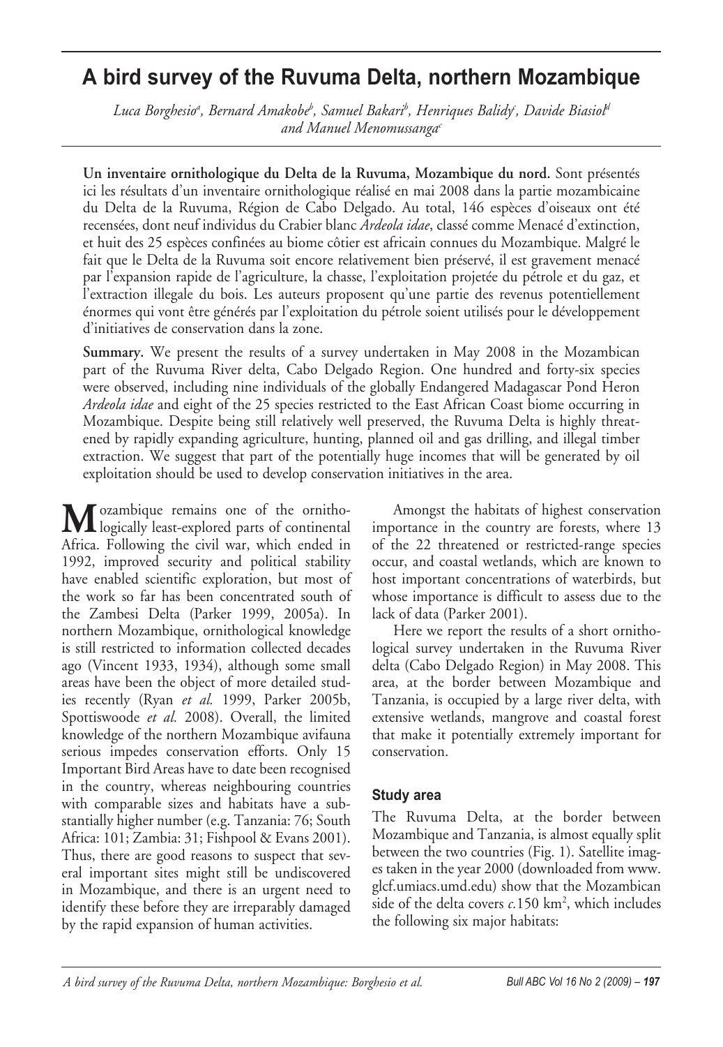# A bird survey of the Ruvuma Delta, northern Mozambique

*Luca Borghesio[a], Bernard Amakobe[b], Samuel Bakari[b], Henriques Balidy[c], Davide Biasiol[d] and Manuel Menomussanga[c]*

**Un inventaire ornithologique du Delta de la Ruvuma, Mozambique du nord.** Sont présentés ici les résultats d'un inventaire ornithologique réalisé en mai 2008 dans la partie mozambicaine du Delta de la Ruvuma, Région de Cabo Delgado. Au total, 146 espèces d'oiseaux ont été recensées, dont neuf individus du Crabier blanc *Ardeola idae*, classé comme Menacé d'extinction, et huit des 25 espèces confinées au biome côtier est africain connues du Mozambique. Malgré le fait que le Delta de la Ruvuma soit encore relativement bien préservé, il est gravement menacé par l'expansion rapide de l'agriculture, la chasse, l'exploitation projetée du pétrole et du gaz, et l'extraction illegale du bois. Les auteurs proposent qu'une partie des revenus potentiellement énormes qui vont être générés par l'exploitation du pétrole soient utilisés pour le développement d'initiatives de conservation dans la zone.

**Summary.** We present the results of a survey undertaken in May 2008 in the Mozambican part of the Ruvuma River delta, Cabo Delgado Region. One hundred and forty-six species were observed, including nine individuals of the globally Endangered Madagascar Pond Heron *Ardeola idae* and eight of the 25 species restricted to the East African Coast biome occurring in Mozambique. Despite being still relatively well preserved, the Ruvuma Delta is highly threatened by rapidly expanding agriculture, hunting, planned oil and gas drilling, and illegal timber extraction. We suggest that part of the potentially huge incomes that will be generated by oil exploitation should be used to develop conservation initiatives in the area.

Mozambique remains one of the ornithologically least-explored parts of continental Africa. Following the civil war, which ended in 1992, improved security and political stability have enabled scientific exploration, but most of the work so far has been concentrated south of the Zambesi Delta (Parker 1999, 2005a). In northern Mozambique, ornithological knowledge is still restricted to information collected decades ago (Vincent 1933, 1934), although some small areas have been the object of more detailed studies recently (Ryan *et al.* 1999, Parker 2005b, Spottiswoode *et al.* 2008). Overall, the limited knowledge of the northern Mozambique avifauna serious impedes conservation efforts. Only 15 Important Bird Areas have to date been recognised in the country, whereas neighbouring countries with comparable sizes and habitats have a substantially higher number (e.g. Tanzania: 76; South Africa: 101; Zambia: 31; Fishpool & Evans 2001). Thus, there are good reasons to suspect that several important sites might still be undiscovered in Mozambique, and there is an urgent need to identify these before they are irreparably damaged by the rapid expansion of human activities.

Amongst the habitats of highest conservation importance in the country are forests, where 13 of the 22 threatened or restricted-range species occur, and coastal wetlands, which are known to host important concentrations of waterbirds, but whose importance is difficult to assess due to the lack of data (Parker 2001).

Here we report the results of a short ornithological survey undertaken in the Ruvuma River delta (Cabo Delgado Region) in May 2008. This area, at the border between Mozambique and Tanzania, is occupied by a large river delta, with extensive wetlands, mangrove and coastal forest that make it potentially extremely important for conservation.

## Study area

The Ruvuma Delta, at the border between Mozambique and Tanzania, is almost equally split between the two countries (Fig. 1). Satellite images taken in the year 2000 (downloaded from www.glcf.umiacs.umd.edu) show that the Mozambican side of the delta covers *c.*150 km$^2$, which includes the following six major habitats: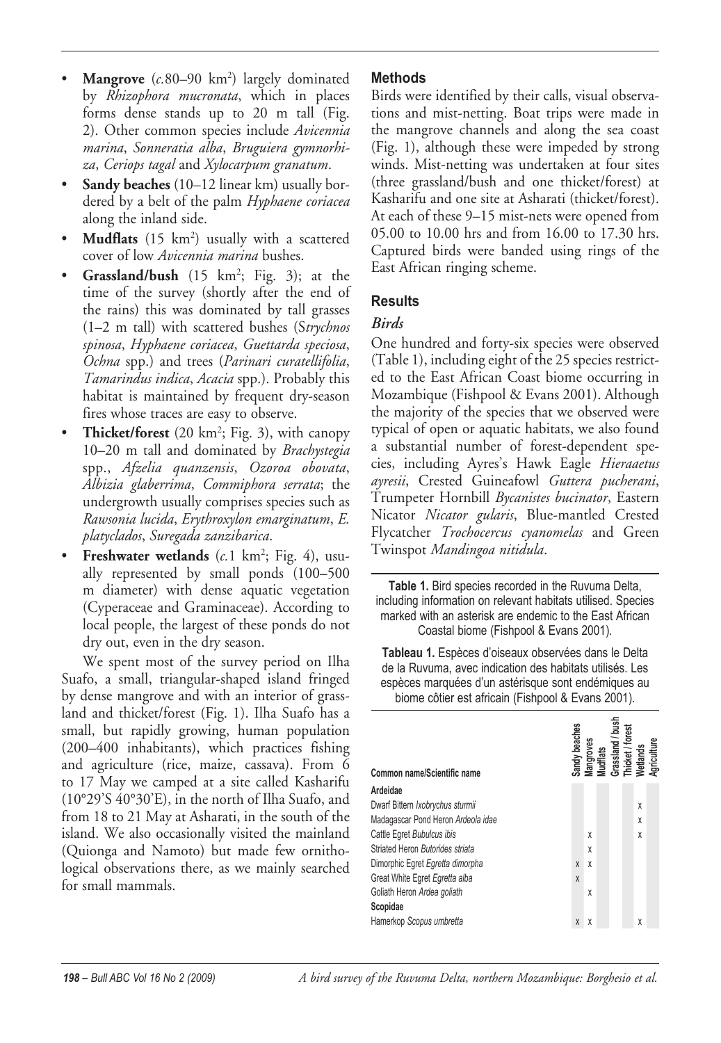- **Mangrove** (*c.*80–90 km²) largely dominated by *Rhizophora mucronata*, which in places forms dense stands up to 20 m tall (Fig. 2). Other common species include *Avicennia marina*, *Sonneratia alba*, *Bruguiera gymnorhiza*, *Ceriops tagal* and *Xylocarpum granatum*.
- **Sandy beaches** (10–12 linear km) usually bordered by a belt of the palm *Hyphaene coriacea* along the inland side.
- **Mudflats** (15 km²) usually with a scattered cover of low *Avicennia marina* bushes.
- **Grassland/bush** (15 km²; Fig. 3); at the time of the survey (shortly after the end of the rains) this was dominated by tall grasses (1–2 m tall) with scattered bushes (*Strychnos spinosa*, *Hyphaene coriacea*, *Guettarda speciosa*, *Ochna* spp.) and trees (*Parinari curatellifolia*, *Tamarindus indica*, *Acacia* spp.). Probably this habitat is maintained by frequent dry-season fires whose traces are easy to observe.
- **Thicket/forest** (20 km²; Fig. 3), with canopy 10–20 m tall and dominated by *Brachystegia* spp., *Afzelia quanzensis*, *Ozoroa obovata*, *Albizia glaberrima*, *Commiphora serrata*; the undergrowth usually comprises species such as *Rawsonia lucida*, *Erythroxylon emarginatum*, *E. platyclados*, *Suregada zanzibarica*.
- **Freshwater wetlands** (*c.*1 km²; Fig. 4), usually represented by small ponds (100–500 m diameter) with dense aquatic vegetation (Cyperaceae and Graminaceae). According to local people, the largest of these ponds do not dry out, even in the dry season.

We spent most of the survey period on Ilha Suafo, a small, triangular-shaped island fringed by dense mangrove and with an interior of grassland and thicket/forest (Fig. 1). Ilha Suafo has a small, but rapidly growing, human population (200–400 inhabitants), which practices fishing and agriculture (rice, maize, cassava). From 6 to 17 May we camped at a site called Kasharifu (10°29'S 40°30'E), in the north of Ilha Suafo, and from 18 to 21 May at Asharati, in the south of the island. We also occasionally visited the mainland (Quionga and Namoto) but made few ornithological observations there, as we mainly searched for small mammals.

## Methods

Birds were identified by their calls, visual observations and mist-netting. Boat trips were made in the mangrove channels and along the sea coast (Fig. 1), although these were impeded by strong winds. Mist-netting was undertaken at four sites (three grassland/bush and one thicket/forest) at Kasharifu and one site at Asharati (thicket/forest). At each of these 9–15 mist-nets were opened from 05.00 to 10.00 hrs and from 16.00 to 17.30 hrs. Captured birds were banded using rings of the East African ringing scheme.

## Results

### *Birds*

One hundred and forty-six species were observed (Table 1), including eight of the 25 species restricted to the East African Coast biome occurring in Mozambique (Fishpool & Evans 2001). Although the majority of the species that we observed were typical of open or aquatic habitats, we also found a substantial number of forest-dependent species, including Ayres's Hawk Eagle *Hieraaetus ayresii*, Crested Guineafowl *Guttera pucherani*, Trumpeter Hornbill *Bycanistes bucinator*, Eastern Nicator *Nicator gularis*, Blue-mantled Crested Flycatcher *Trochocercus cyanomelas* and Green Twinspot *Mandingoa nitidula*.

**Table 1.** Bird species recorded in the Ruvuma Delta, including information on relevant habitats utilised. Species marked with an asterisk are endemic to the East African Coastal biome (Fishpool & Evans 2001).

**Tableau 1.** Espèces d'oiseaux observées dans le Delta de la Ruvuma, avec indication des habitats utilisés. Les espèces marquées d'un astérisque sont endémiques au biome côtier est africain (Fishpool & Evans 2001).

| Common name/Scientific name | Sandy beaches | Mangroves | Mudflats | Grassland / bush | Thicket / forest | Wetlands | Agriculture |
|---|---|---|---|---|---|---|---|
| **Ardeidae** | | | | | | | |
| Dwarf Bittern *Ixobrychus sturmii* | | | | | | x | |
| Madagascar Pond Heron *Ardeola idae* | | | | | | x | |
| Cattle Egret *Bubulcus ibis* | | x | | | | x | |
| Striated Heron *Butorides striata* | | x | | | | | |
| Dimorphic Egret *Egretta dimorpha* | x | x | | | | | |
| Great White Egret *Egretta alba* | x | | | | | | |
| Goliath Heron *Ardea goliath* | | x | | | | | |
| **Scopidae** | | | | | | | |
| Hamerkop *Scopus umbretta* | x | x | | | | x | |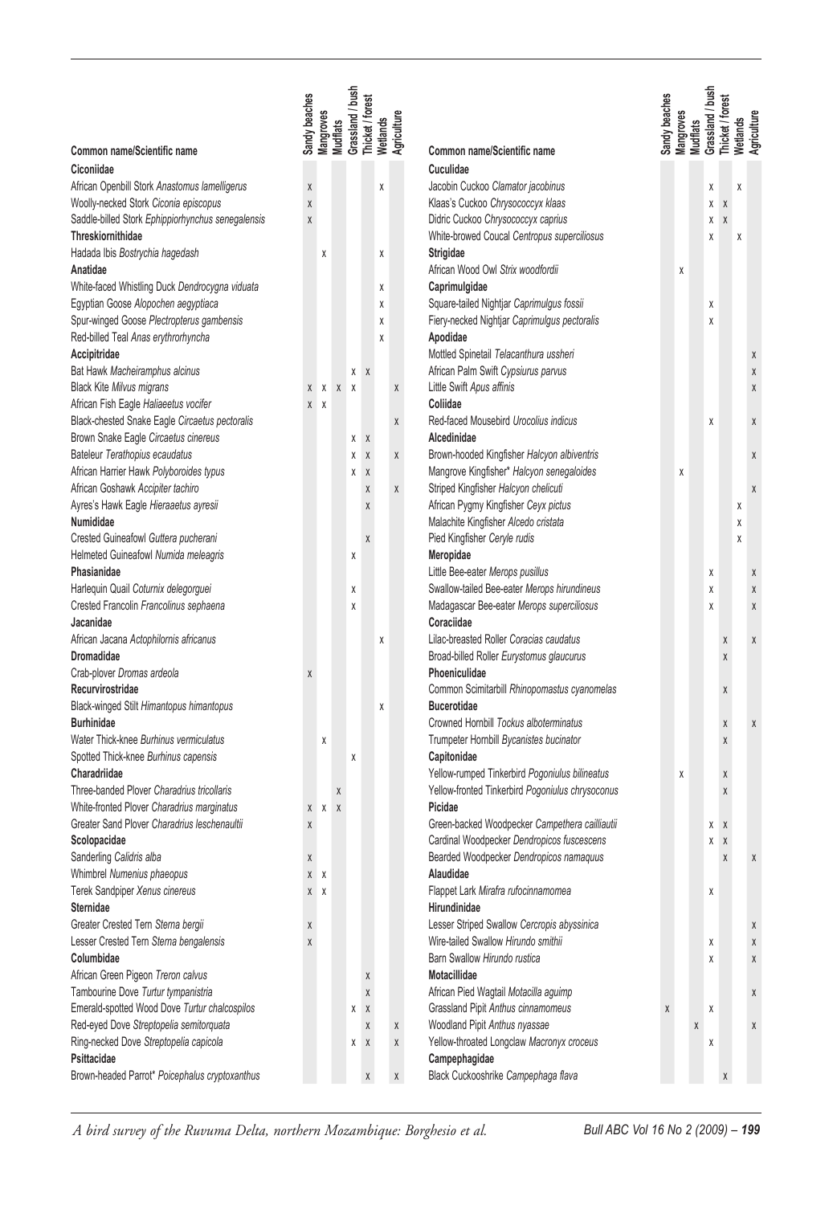| Common name/Scientific name | Sandy beaches | Mangroves | Mudflats | Grassland / bush | Thicket / forest | Wetlands | Agriculture |
|---|---|---|---|---|---|---|---|
| **Ciconiidae** | | | | | | | |
| African Openbill Stork *Anastomus lamelligerus* | x | | | | | x | |
| Woolly-necked Stork *Ciconia episcopus* | x | | | | | | |
| Saddle-billed Stork *Ephippiorhynchus senegalensis* | x | | | | | | |
| **Threskiornithidae** | | | | | | | |
| Hadada Ibis *Bostrychia hagedash* | | x | | | | x | |
| **Anatidae** | | | | | | | |
| White-faced Whistling Duck *Dendrocygna viduata* | | | | | | x | |
| Egyptian Goose *Alopochen aegyptiaca* | | | | | | x | |
| Spur-winged Goose *Plectropterus gambensis* | | | | | | x | |
| Red-billed Teal *Anas erythrorhyncha* | | | | | | x | |
| **Accipitridae** | | | | | | | |
| Bat Hawk *Macheiramphus alcinus* | | | | x | x | | |
| Black Kite *Milvus migrans* | x | x | x | x | | | x |
| African Fish Eagle *Haliaeetus vocifer* | x | x | | | | | |
| Black-chested Snake Eagle *Circaetus pectoralis* | | | | | | | x |
| Brown Snake Eagle *Circaetus cinereus* | | | | x | x | | |
| Bateleur *Terathopius ecaudatus* | | | | x | x | | x |
| African Harrier Hawk *Polyboroides typus* | | | | x | x | | |
| African Goshawk *Accipiter tachiro* | | | | | x | | x |
| Ayres's Hawk Eagle *Hieraaetus ayresii* | | | | | x | | |
| **Numididae** | | | | | | | |
| Crested Guineafowl *Guttera pucherani* | | | | | x | | |
| Helmeted Guineafowl *Numida meleagris* | | | | x | | | |
| **Phasianidae** | | | | | | | |
| Harlequin Quail *Coturnix delegorguei* | | | | x | | | |
| Crested Francolin *Francolinus sephaena* | | | | x | | | |
| **Jacanidae** | | | | | | | |
| African Jacana *Actophilornis africanus* | | | | | | x | |
| **Dromadidae** | | | | | | | |
| Crab-plover *Dromas ardeola* | x | | | | | | |
| **Recurvirostridae** | | | | | | | |
| Black-winged Stilt *Himantopus himantopus* | | | | | | x | |
| **Burhinidae** | | | | | | | |
| Water Thick-knee *Burhinus vermiculatus* | | x | | | | | |
| Spotted Thick-knee *Burhinus capensis* | | | | x | | | |
| **Charadriidae** | | | | | | | |
| Three-banded Plover *Charadrius tricollaris* | | | x | | | | |
| White-fronted Plover *Charadrius marginatus* | x | x | x | | | | |
| Greater Sand Plover *Charadrius leschenaultii* | x | | | | | | |
| **Scolopacidae** | | | | | | | |
| Sanderling *Calidris alba* | x | | | | | | |
| Whimbrel *Numenius phaeopus* | x | x | | | | | |
| Terek Sandpiper *Xenus cinereus* | x | x | | | | | |
| **Sternidae** | | | | | | | |
| Greater Crested Tern *Sterna bergii* | x | | | | | | |
| Lesser Crested Tern *Sterna bengalensis* | x | | | | | | |
| **Columbidae** | | | | | | | |
| African Green Pigeon *Treron calvus* | | | | | x | | |
| Tambourine Dove *Turtur tympanistria* | | | | | x | | |
| Emerald-spotted Wood Dove *Turtur chalcospilos* | | | | x | x | | |
| Red-eyed Dove *Streptopelia semitorquata* | | | | | x | | x |
| Ring-necked Dove *Streptopelia capicola* | | | | x | x | | x |
| **Psittacidae** | | | | | | | |
| Brown-headed Parrot* *Poicephalus cryptoxanthus* | | | | | x | | x |
| **Cuculidae** | | | | | | | |
| Jacobin Cuckoo *Clamator jacobinus* | | | | x | | x | |
| Klaas's Cuckoo *Chrysococcyx klaas* | | | | x | x | | |
| Didric Cuckoo *Chrysococcyx caprius* | | | | x | x | | |
| White-browed Coucal *Centropus superciliosus* | | | | x | | x | |
| **Strigidae** | | | | | | | |
| African Wood Owl *Strix woodfordii* | | x | | | | | |
| **Caprimulgidae** | | | | | | | |
| Square-tailed Nightjar *Caprimulgus fossii* | | | | x | | | |
| Fiery-necked Nightjar *Caprimulgus pectoralis* | | | | x | | | |
| **Apodidae** | | | | | | | |
| Mottled Spinetail *Telacanthura ussheri* | | | | | | | x |
| African Palm Swift *Cypsiurus parvus* | | | | | | | x |
| Little Swift *Apus affinis* | | | | | | | x |
| **Coliidae** | | | | | | | |
| Red-faced Mousebird *Urocolius indicus* | | | | x | | | x |
| **Alcedinidae** | | | | | | | |
| Brown-hooded Kingfisher *Halcyon albiventris* | | | | | | | x |
| Mangrove Kingfisher* *Halcyon senegaloides* | | x | | | | | |
| Striped Kingfisher *Halcyon chelicuti* | | | | | | | x |
| African Pygmy Kingfisher *Ceyx pictus* | | | | | | x | |
| Malachite Kingfisher *Alcedo cristata* | | | | | | x | |
| Pied Kingfisher *Ceryle rudis* | | | | | | x | |
| **Meropidae** | | | | | | | |
| Little Bee-eater *Merops pusillus* | | | | x | | | x |
| Swallow-tailed Bee-eater *Merops hirundineus* | | | | x | | | x |
| Madagascar Bee-eater *Merops superciliosus* | | | | x | | | x |
| **Coraciidae** | | | | | | | |
| Lilac-breasted Roller *Coracias caudatus* | | | | | x | | x |
| Broad-billed Roller *Eurystomus glaucurus* | | | | | x | | |
| **Phoeniculidae** | | | | | | | |
| Common Scimitarbill *Rhinopomastus cyanomelas* | | | | | x | | |
| **Bucerotidae** | | | | | | | |
| Crowned Hornbill *Tockus alboterminatus* | | | | | x | | x |
| Trumpeter Hornbill *Bycanistes bucinator* | | | | | x | | |
| **Capitonidae** | | | | | | | |
| Yellow-rumped Tinkerbird *Pogoniulus bilineatus* | | x | | | x | | |
| Yellow-fronted Tinkerbird *Pogoniulus chrysoconus* | | | | | x | | |
| **Picidae** | | | | | | | |
| Green-backed Woodpecker *Campethera cailliautii* | | | | x | x | | |
| Cardinal Woodpecker *Dendropicos fuscescens* | | | | x | x | | |
| Bearded Woodpecker *Dendropicos namaquus* | | | | | x | | x |
| **Alaudidae** | | | | | | | |
| Flappet Lark *Mirafra rufocinnamomea* | | | | x | | | |
| **Hirundinidae** | | | | | | | |
| Lesser Striped Swallow *Cercropis abyssinica* | | | | | | | x |
| Wire-tailed Swallow *Hirundo smithii* | | | | x | | | x |
| Barn Swallow *Hirundo rustica* | | | | x | | | x |
| **Motacillidae** | | | | | | | |
| African Pied Wagtail *Motacilla aguimp* | | | | | | | x |
| Grassland Pipit *Anthus cinnamomeus* | x | | | x | | | |
| Woodland Pipit *Anthus nyassae* | | | x | | | | x |
| Yellow-throated Longclaw *Macronyx croceus* | | | | x | | | |
| **Campephagidae** | | | | | | | |
| Black Cuckooshrike *Campephaga flava* | | | | | x | | |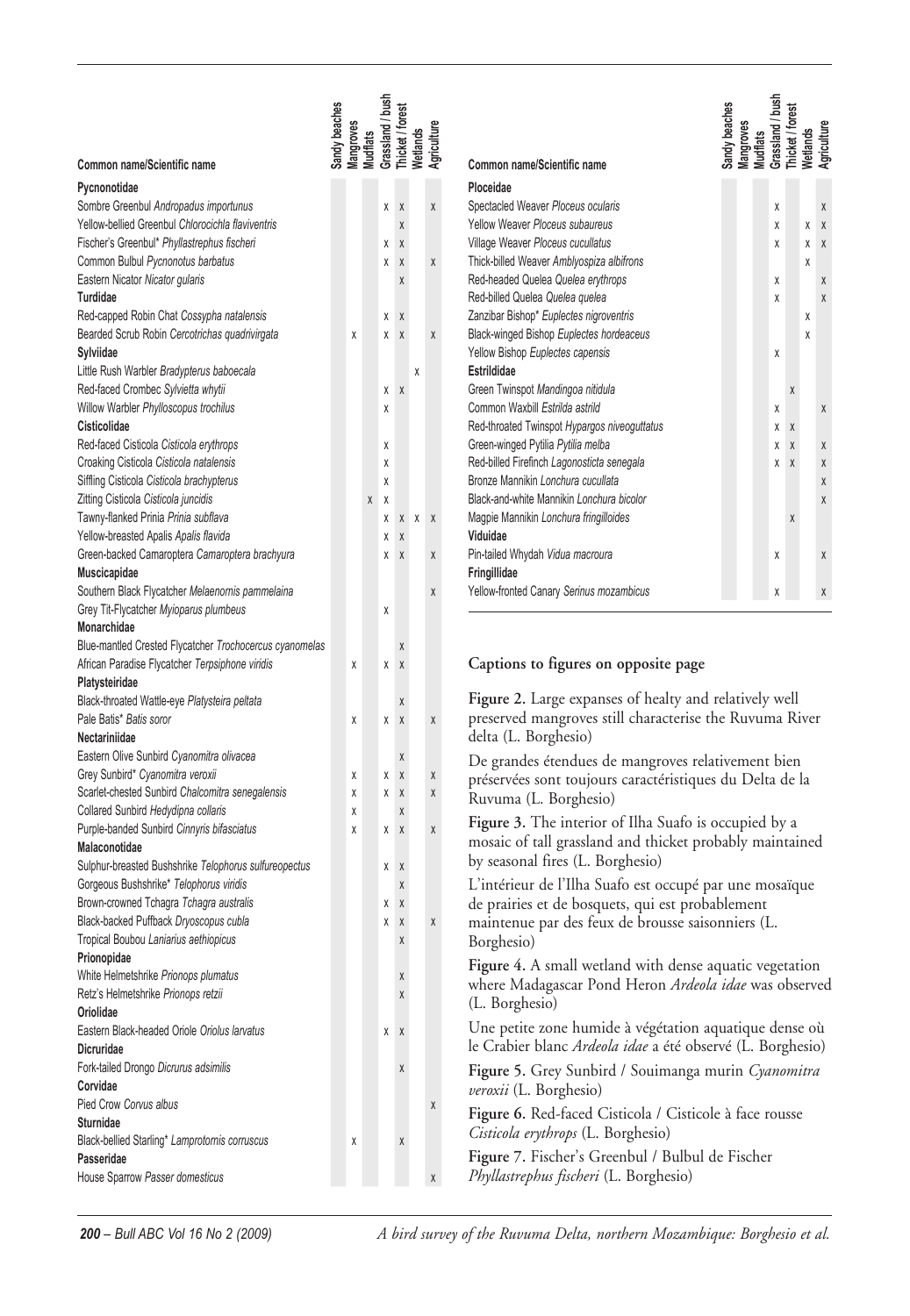| Common name/Scientific name | Sandy beaches | Mangroves | Mudflats | Grassland / bush | Thicket / forest | Wetlands | Agriculture |
|---|---|---|---|---|---|---|---|
| **Pycnonotidae** | | | | | | | |
| Sombre Greenbul *Andropadus importunus* | | | | x | x | | x |
| Yellow-bellied Greenbul *Chlorocichla flaviventris* | | | | | x | | |
| Fischer's Greenbul* *Phyllastrephus fischeri* | | | | x | x | | |
| Common Bulbul *Pycnonotus barbatus* | | | | x | x | | x |
| Eastern Nicator *Nicator gularis* | | | | | x | | |
| **Turdidae** | | | | | | | |
| Red-capped Robin Chat *Cossypha natalensis* | | | | x | x | | |
| Bearded Scrub Robin *Cercotrichas quadrivirgata* | | x | | x | x | | x |
| **Sylviidae** | | | | | | | |
| Little Rush Warbler *Bradypterus baboecala* | | | | | | x | |
| Red-faced Crombec *Sylvietta whytii* | | | | x | x | | |
| Willow Warbler *Phylloscopus trochilus* | | | | x | | | |
| **Cisticolidae** | | | | | | | |
| Red-faced Cisticola *Cisticola erythrops* | | | | x | | | |
| Croaking Cisticola *Cisticola natalensis* | | | | x | | | |
| Siffling Cisticola *Cisticola brachypterus* | | | | x | | | |
| Zitting Cisticola *Cisticola juncidis* | | | x | x | | | |
| Tawny-flanked Prinia *Prinia subflava* | | | | x | x | x | x |
| Yellow-breasted Apalis *Apalis flavida* | | | | x | x | | |
| Green-backed Camaroptera *Camaroptera brachyura* | | | | x | x | | x |
| **Muscicapidae** | | | | | | | |
| Southern Black Flycatcher *Melaenornis pammelaina* | | | | | | | x |
| Grey Tit-Flycatcher *Myioparus plumbeus* | | | | x | | | |
| **Monarchidae** | | | | | | | |
| Blue-mantled Crested Flycatcher *Trochocercus cyanomelas* | | | | | x | | |
| African Paradise Flycatcher *Terpsiphone viridis* | | x | | x | x | | |
| **Platysteiridae** | | | | | | | |
| Black-throated Wattle-eye *Platysteira peltata* | | | | | x | | |
| Pale Batis* *Batis soror* | | x | | x | x | | x |
| **Nectariniidae** | | | | | | | |
| Eastern Olive Sunbird *Cyanomitra olivacea* | | | | | x | | |
| Grey Sunbird* *Cyanomitra veroxii* | | x | | x | x | | x |
| Scarlet-chested Sunbird *Chalcomitra senegalensis* | | x | | x | x | | x |
| Collared Sunbird *Hedydipna collaris* | | x | | | x | | |
| Purple-banded Sunbird *Cinnyris bifasciatus* | | x | | x | x | | x |
| **Malaconotidae** | | | | | | | |
| Sulphur-breasted Bushshrike *Telophorus sulfureopectus* | | | | x | x | | |
| Gorgeous Bushshrike* *Telophorus viridis* | | | | | x | | |
| Brown-crowned Tchagra *Tchagra australis* | | | | x | x | | |
| Black-backed Puffback *Dryoscopus cubla* | | | | x | x | | x |
| Tropical Boubou *Laniarius aethiopicus* | | | | | x | | |
| **Prionopidae** | | | | | | | |
| White Helmetshrike *Prionops plumatus* | | | | | x | | |
| Retz's Helmetshrike *Prionops retzii* | | | | | x | | |
| **Oriolidae** | | | | | | | |
| Eastern Black-headed Oriole *Oriolus larvatus* | | | | x | x | | |
| **Dicruridae** | | | | | | | |
| Fork-tailed Drongo *Dicrurus adsimilis* | | | | | x | | |
| **Corvidae** | | | | | | | |
| Pied Crow *Corvus albus* | | | | | | | x |
| **Sturnidae** | | | | | | | |
| Black-bellied Starling* *Lamprotornis corruscus* | | x | | | x | | |
| **Passeridae** | | | | | | | |
| House Sparrow *Passer domesticus* | | | | | | | x |
| **Ploceidae** | | | | | | | |
| Spectacled Weaver *Ploceus ocularis* | | | | x | | | x |
| Yellow Weaver *Ploceus subaureus* | | | | x | | x | x |
| Village Weaver *Ploceus cucullatus* | | | | x | | x | x |
| Thick-billed Weaver *Amblyospiza albifrons* | | | | | | x | |
| Red-headed Quelea *Quelea erythrops* | | | | x | | | x |
| Red-billed Quelea *Quelea quelea* | | | | x | | | x |
| Zanzibar Bishop* *Euplectes nigroventris* | | | | | | x | |
| Black-winged Bishop *Euplectes hordeaceus* | | | | | | x | |
| Yellow Bishop *Euplectes capensis* | | | | x | | | |
| **Estrildidae** | | | | | | | |
| Green Twinspot *Mandingoa nitidula* | | | | | x | | |
| Common Waxbill *Estrilda astrild* | | | | x | | | x |
| Red-throated Twinspot *Hypargos niveoguttatus* | | | | x | x | | |
| Green-winged Pytilia *Pytilia melba* | | | | x | x | | x |
| Red-billed Firefinch *Lagonosticta senegala* | | | | x | x | | x |
| Bronze Mannikin *Lonchura cucullata* | | | | | | | x |
| Black-and-white Mannikin *Lonchura bicolor* | | | | | | | x |
| Magpie Mannikin *Lonchura fringilloides* | | | | | x | | |
| **Viduidae** | | | | | | | |
| Pin-tailed Whydah *Vidua macroura* | | | | x | | | x |
| **Fringillidae** | | | | | | | |
| Yellow-fronted Canary *Serinus mozambicus* | | | | x | | | x |

## Captions to figures on opposite page

**Figure 2.** Large expanses of healty and relatively well preserved mangroves still characterise the Ruvuma River delta (L. Borghesio)

De grandes étendues de mangroves relativement bien préservées sont toujours caractéristiques du Delta de la Ruvuma (L. Borghesio)

**Figure 3.** The interior of Ilha Suafo is occupied by a mosaic of tall grassland and thicket probably maintained by seasonal fires (L. Borghesio)

L'intérieur de l'Ilha Suafo est occupé par une mosaïque de prairies et de bosquets, qui est probablement maintenue par des feux de brousse saisonniers (L. Borghesio)

**Figure 4.** A small wetland with dense aquatic vegetation where Madagascar Pond Heron *Ardeola idae* was observed (L. Borghesio)

Une petite zone humide à végétation aquatique dense où le Crabier blanc *Ardeola idae* a été observé (L. Borghesio)

**Figure 5.** Grey Sunbird / Souimanga murin *Cyanomitra veroxii* (L. Borghesio)

**Figure 6.** Red-faced Cisticola / Cisticole à face rousse *Cisticola erythrops* (L. Borghesio)

**Figure 7.** Fischer's Greenbul / Bulbul de Fischer *Phyllastrephus fischeri* (L. Borghesio)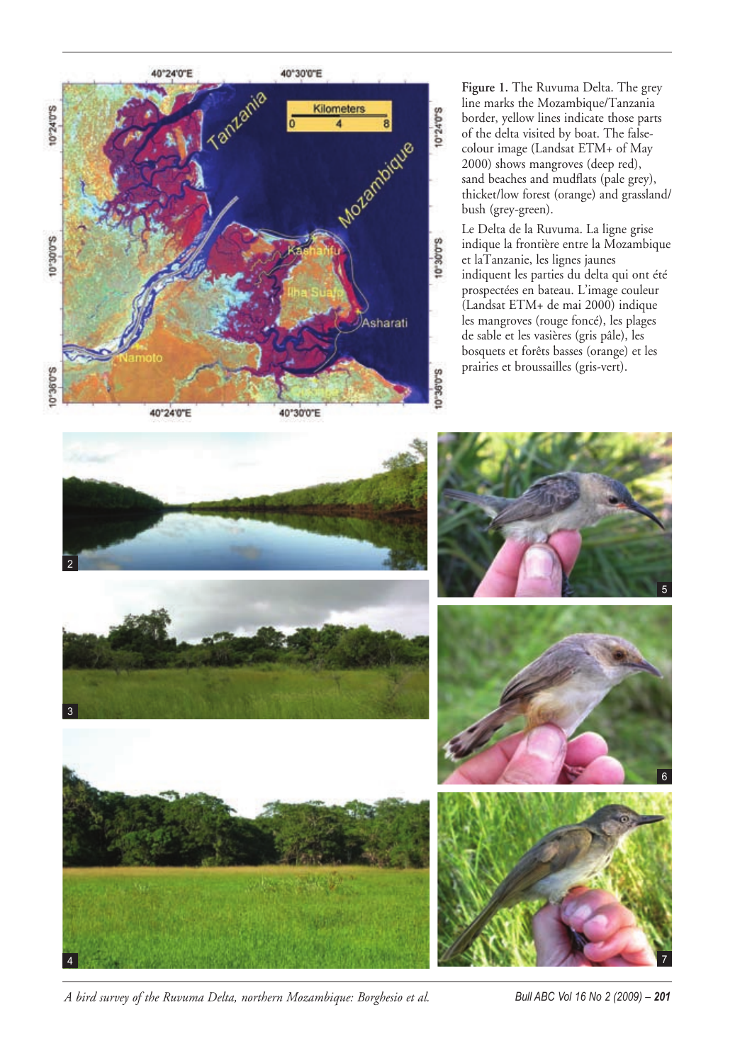**Figure 1.** The Ruvuma Delta. The grey line marks the Mozambique/Tanzania border, yellow lines indicate those parts of the delta visited by boat. The false-colour image (Landsat ETM+ of May 2000) shows mangroves (deep red), sand beaches and mudflats (pale grey), thicket/low forest (orange) and grassland/bush (grey-green).

Le Delta de la Ruvuma. La ligne grise indique la frontière entre la Mozambique et laTanzanie, les lignes jaunes indiquent les parties du delta qui ont été prospectées en bateau. L'image couleur (Landsat ETM+ de mai 2000) indique les mangroves (rouge foncé), les plages de sable et les vasières (gris pâle), les bosquets et forêts basses (orange) et les prairies et broussailles (gris-vert).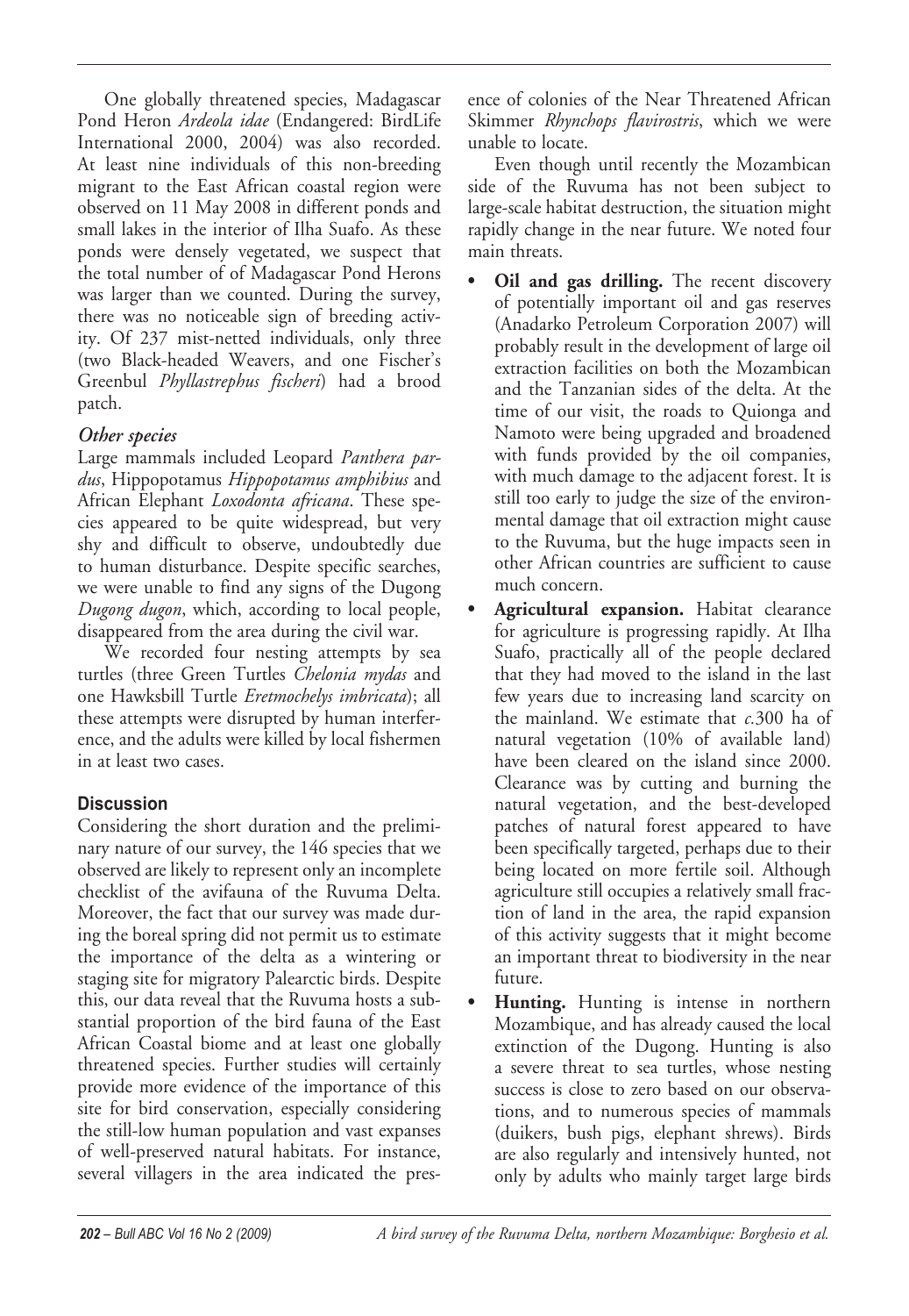One globally threatened species, Madagascar Pond Heron *Ardeola idae* (Endangered: BirdLife International 2000, 2004) was also recorded. At least nine individuals of this non-breeding migrant to the East African coastal region were observed on 11 May 2008 in different ponds and small lakes in the interior of Ilha Suafo. As these ponds were densely vegetated, we suspect that the total number of of Madagascar Pond Herons was larger than we counted. During the survey, there was no noticeable sign of breeding activity. Of 237 mist-netted individuals, only three (two Black-headed Weavers, and one Fischer's Greenbul *Phyllastrephus fischeri*) had a brood patch.

### *Other species*

Large mammals included Leopard *Panthera pardus*, Hippopotamus *Hippopotamus amphibius* and African Elephant *Loxodonta africana*. These species appeared to be quite widespread, but very shy and difficult to observe, undoubtedly due to human disturbance. Despite specific searches, we were unable to find any signs of the Dugong *Dugong dugon*, which, according to local people, disappeared from the area during the civil war.

We recorded four nesting attempts by sea turtles (three Green Turtles *Chelonia mydas* and one Hawksbill Turtle *Eretmochelys imbricata*); all these attempts were disrupted by human interference, and the adults were killed by local fishermen in at least two cases.

## Discussion

Considering the short duration and the preliminary nature of our survey, the 146 species that we observed are likely to represent only an incomplete checklist of the avifauna of the Ruvuma Delta. Moreover, the fact that our survey was made during the boreal spring did not permit us to estimate the importance of the delta as a wintering or staging site for migratory Palearctic birds. Despite this, our data reveal that the Ruvuma hosts a substantial proportion of the bird fauna of the East African Coastal biome and at least one globally threatened species. Further studies will certainly provide more evidence of the importance of this site for bird conservation, especially considering the still-low human population and vast expanses of well-preserved natural habitats. For instance, several villagers in the area indicated the presence of colonies of the Near Threatened African Skimmer *Rhynchops flavirostris*, which we were unable to locate.

Even though until recently the Mozambican side of the Ruvuma has not been subject to large-scale habitat destruction, the situation might rapidly change in the near future. We noted four main threats.

- **Oil and gas drilling.** The recent discovery of potentially important oil and gas reserves (Anadarko Petroleum Corporation 2007) will probably result in the development of large oil extraction facilities on both the Mozambican and the Tanzanian sides of the delta. At the time of our visit, the roads to Quionga and Namoto were being upgraded and broadened with funds provided by the oil companies, with much damage to the adjacent forest. It is still too early to judge the size of the environmental damage that oil extraction might cause to the Ruvuma, but the huge impacts seen in other African countries are sufficient to cause much concern.
- **Agricultural expansion.** Habitat clearance for agriculture is progressing rapidly. At Ilha Suafo, practically all of the people declared that they had moved to the island in the last few years due to increasing land scarcity on the mainland. We estimate that *c.*300 ha of natural vegetation (10% of available land) have been cleared on the island since 2000. Clearance was by cutting and burning the natural vegetation, and the best-developed patches of natural forest appeared to have been specifically targeted, perhaps due to their being located on more fertile soil. Although agriculture still occupies a relatively small fraction of land in the area, the rapid expansion of this activity suggests that it might become an important threat to biodiversity in the near future.
- **Hunting.** Hunting is intense in northern Mozambique, and has already caused the local extinction of the Dugong. Hunting is also a severe threat to sea turtles, whose nesting success is close to zero based on our observations, and to numerous species of mammals (duikers, bush pigs, elephant shrews). Birds are also regularly and intensively hunted, not only by adults who mainly target large birds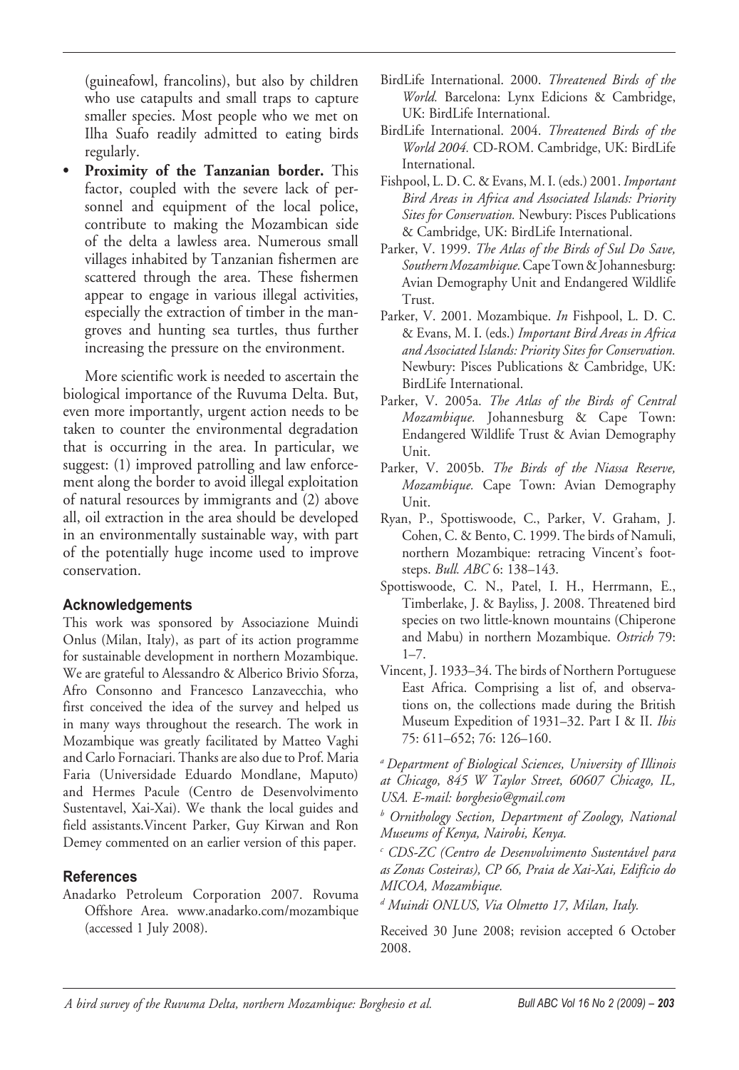(guineafowl, francolins), but also by children who use catapults and small traps to capture smaller species. Most people who we met on Ilha Suafo readily admitted to eating birds regularly.

- **Proximity of the Tanzanian border.** This factor, coupled with the severe lack of personnel and equipment of the local police, contribute to making the Mozambican side of the delta a lawless area. Numerous small villages inhabited by Tanzanian fishermen are scattered through the area. These fishermen appear to engage in various illegal activities, especially the extraction of timber in the mangroves and hunting sea turtles, thus further increasing the pressure on the environment.

More scientific work is needed to ascertain the biological importance of the Ruvuma Delta. But, even more importantly, urgent action needs to be taken to counter the environmental degradation that is occurring in the area. In particular, we suggest: (1) improved patrolling and law enforcement along the border to avoid illegal exploitation of natural resources by immigrants and (2) above all, oil extraction in the area should be developed in an environmentally sustainable way, with part of the potentially huge income used to improve conservation.

## Acknowledgements

This work was sponsored by Associazione Muindi Onlus (Milan, Italy), as part of its action programme for sustainable development in northern Mozambique. We are grateful to Alessandro & Alberico Brivio Sforza, Afro Consonno and Francesco Lanzavecchia, who first conceived the idea of the survey and helped us in many ways throughout the research. The work in Mozambique was greatly facilitated by Matteo Vaghi and Carlo Fornaciari. Thanks are also due to Prof. Maria Faria (Universidade Eduardo Mondlane, Maputo) and Hermes Pacule (Centro de Desenvolvimento Sustentavel, Xai-Xai). We thank the local guides and field assistants. Vincent Parker, Guy Kirwan and Ron Demey commented on an earlier version of this paper.

## References

Anadarko Petroleum Corporation 2007. Rovuma Offshore Area. www.anadarko.com/mozambique (accessed 1 July 2008).

BirdLife International. 2000. *Threatened Birds of the World.* Barcelona: Lynx Edicions & Cambridge, UK: BirdLife International.

BirdLife International. 2004. *Threatened Birds of the World 2004.* CD-ROM. Cambridge, UK: BirdLife International.

Fishpool, L. D. C. & Evans, M. I. (eds.) 2001. *Important Bird Areas in Africa and Associated Islands: Priority Sites for Conservation.* Newbury: Pisces Publications & Cambridge, UK: BirdLife International.

Parker, V. 1999. *The Atlas of the Birds of Sul Do Save, Southern Mozambique.* Cape Town & Johannesburg: Avian Demography Unit and Endangered Wildlife Trust.

Parker, V. 2001. Mozambique. *In* Fishpool, L. D. C. & Evans, M. I. (eds.) *Important Bird Areas in Africa and Associated Islands: Priority Sites for Conservation.* Newbury: Pisces Publications & Cambridge, UK: BirdLife International.

Parker, V. 2005a. *The Atlas of the Birds of Central Mozambique.* Johannesburg & Cape Town: Endangered Wildlife Trust & Avian Demography Unit.

Parker, V. 2005b. *The Birds of the Niassa Reserve, Mozambique.* Cape Town: Avian Demography Unit.

Ryan, P., Spottiswoode, C., Parker, V. Graham, J. Cohen, C. & Bento, C. 1999. The birds of Namuli, northern Mozambique: retracing Vincent's footsteps. *Bull. ABC* 6: 138–143.

Spottiswoode, C. N., Patel, I. H., Herrmann, E., Timberlake, J. & Bayliss, J. 2008. Threatened bird species on two little-known mountains (Chiperone and Mabu) in northern Mozambique. *Ostrich* 79: 1–7.

Vincent, J. 1933–34. The birds of Northern Portuguese East Africa. Comprising a list of, and observations on, the collections made during the British Museum Expedition of 1931–32. Part I & II. *Ibis* 75: 611–652; 76: 126–160.

[a] *Department of Biological Sciences, University of Illinois at Chicago, 845 W Taylor Street, 60607 Chicago, IL, USA. E-mail: borghesio@gmail.com*

[b] *Ornithology Section, Department of Zoology, National Museums of Kenya, Nairobi, Kenya.*

[c] *CDS-ZC (Centro de Desenvolvimento Sustentável para as Zonas Costeiras), CP 66, Praia de Xai-Xai, Edifício do MICOA, Mozambique.*

[d] *Muindi ONLUS, Via Olmetto 17, Milan, Italy.*

Received 30 June 2008; revision accepted 6 October 2008.